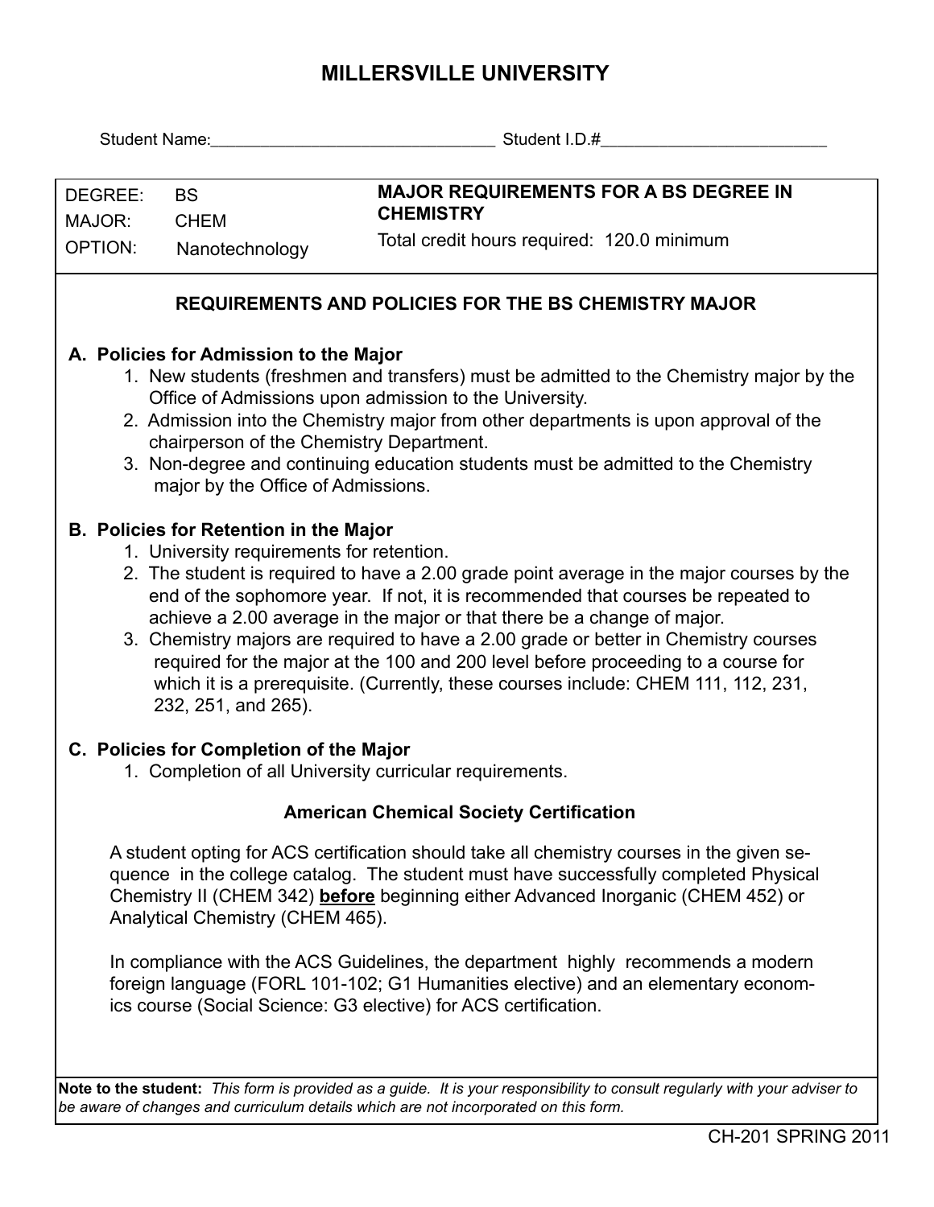# MILLERSVILLE UNIVERSITY

Student Name:_______________________________ Student I.D.#_________________________

| | | |
|---|---|---|
| DEGREE: | BS | **MAJOR REQUIREMENTS FOR A BS DEGREE IN CHEMISTRY** |
| MAJOR: | CHEM | Total credit hours required: 120.0 minimum |
| OPTION: | Nanotechnology | |

## REQUIREMENTS AND POLICIES FOR THE BS CHEMISTRY MAJOR

### A. Policies for Admission to the Major

1. New students (freshmen and transfers) must be admitted to the Chemistry major by the Office of Admissions upon admission to the University.
2. Admission into the Chemistry major from other departments is upon approval of the chairperson of the Chemistry Department.
3. Non-degree and continuing education students must be admitted to the Chemistry major by the Office of Admissions.

### B. Policies for Retention in the Major

1. University requirements for retention.
2. The student is required to have a 2.00 grade point average in the major courses by the end of the sophomore year. If not, it is recommended that courses be repeated to achieve a 2.00 average in the major or that there be a change of major.
3. Chemistry majors are required to have a 2.00 grade or better in Chemistry courses required for the major at the 100 and 200 level before proceeding to a course for which it is a prerequisite. (Currently, these courses include: CHEM 111, 112, 231, 232, 251, and 265).

### C. Policies for Completion of the Major

1. Completion of all University curricular requirements.

### American Chemical Society Certification

A student opting for ACS certification should take all chemistry courses in the given sequence in the college catalog. The student must have successfully completed Physical Chemistry II (CHEM 342) **before** beginning either Advanced Inorganic (CHEM 452) or Analytical Chemistry (CHEM 465).

In compliance with the ACS Guidelines, the department highly recommends a modern foreign language (FORL 101-102; G1 Humanities elective) and an elementary economics course (Social Science: G3 elective) for ACS certification.

**Note to the student:** *This form is provided as a guide. It is your responsibility to consult regularly with your adviser to be aware of changes and curriculum details which are not incorporated on this form.*

CH-201 SPRING 2011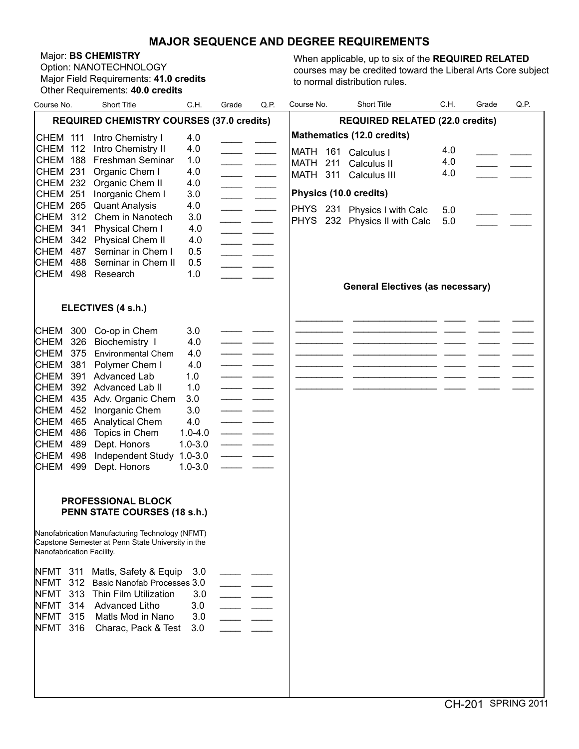# MAJOR SEQUENCE AND DEGREE REQUIREMENTS

Major: **BS CHEMISTRY**
Option: NANOTECHNOLOGY
Major Field Requirements: **41.0 credits**
Other Requirements: **40.0 credits**

When applicable, up to six of the **REQUIRED RELATED** courses may be credited toward the Liberal Arts Core subject to normal distribution rules.

## REQUIRED CHEMISTRY COURSES (37.0 credits)

| Course No. | Short Title | C.H. | Grade | Q.P. |
|---|---|---|---|---|
| CHEM 111 | Intro Chemistry I | 4.0 | ____ | ____ |
| CHEM 112 | Intro Chemistry II | 4.0 | ____ | ____ |
| CHEM 188 | Freshman Seminar | 1.0 | ____ | ____ |
| CHEM 231 | Organic Chem I | 4.0 | ____ | ____ |
| CHEM 232 | Organic Chem II | 4.0 | ____ | ____ |
| CHEM 251 | Inorganic Chem I | 3.0 | ____ | ____ |
| CHEM 265 | Quant Analysis | 4.0 | ____ | ____ |
| CHEM 312 | Chem in Nanotech | 3.0 | ____ | ____ |
| CHEM 341 | Physical Chem I | 4.0 | ____ | ____ |
| CHEM 342 | Physical Chem II | 4.0 | ____ | ____ |
| CHEM 487 | Seminar in Chem I | 0.5 | ____ | ____ |
| CHEM 488 | Seminar in Chem II | 0.5 | ____ | ____ |
| CHEM 498 | Research | 1.0 | ____ | ____ |

### ELECTIVES (4 s.h.)

| Course No. | Short Title | C.H. | Grade | Q.P. |
|---|---|---|---|---|
| CHEM 300 | Co-op in Chem | 3.0 | ____ | ____ |
| CHEM 326 | Biochemistry I | 4.0 | ____ | ____ |
| CHEM 375 | Environmental Chem | 4.0 | ____ | ____ |
| CHEM 381 | Polymer Chem I | 4.0 | ____ | ____ |
| CHEM 391 | Advanced Lab | 1.0 | ____ | ____ |
| CHEM 392 | Advanced Lab II | 1.0 | ____ | ____ |
| CHEM 435 | Adv. Organic Chem | 3.0 | ____ | ____ |
| CHEM 452 | Inorganic Chem | 3.0 | ____ | ____ |
| CHEM 465 | Analytical Chem | 4.0 | ____ | ____ |
| CHEM 486 | Topics in Chem | 1.0-4.0 | ____ | ____ |
| CHEM 489 | Dept. Honors | 1.0-3.0 | ____ | ____ |
| CHEM 498 | Independent Study | 1.0-3.0 | ____ | ____ |
| CHEM 499 | Dept. Honors | 1.0-3.0 | ____ | ____ |

### PROFESSIONAL BLOCK PENN STATE COURSES (18 s.h.)

Nanofabrication Manufacturing Technology (NFMT) Capstone Semester at Penn State University in the Nanofabrication Facility.

| Course No. | Short Title | C.H. | Grade | Q.P. |
|---|---|---|---|---|
| NFMT 311 | Matls, Safety & Equip | 3.0 | ____ | ____ |
| NFMT 312 | Basic Nanofab Processes | 3.0 | ____ | ____ |
| NFMT 313 | Thin Film Utilization | 3.0 | ____ | ____ |
| NFMT 314 | Advanced Litho | 3.0 | ____ | ____ |
| NFMT 315 | Matls Mod in Nano | 3.0 | ____ | ____ |
| NFMT 316 | Charac, Pack & Test | 3.0 | ____ | ____ |

## REQUIRED RELATED (22.0 credits)

### Mathematics (12.0 credits)

| Course No. | Short Title | C.H. | Grade | Q.P. |
|---|---|---|---|---|
| MATH 161 | Calculus I | 4.0 | ____ | ____ |
| MATH 211 | Calculus II | 4.0 | ____ | ____ |
| MATH 311 | Calculus III | 4.0 | ____ | ____ |

### Physics (10.0 credits)

| Course No. | Short Title | C.H. | Grade | Q.P. |
|---|---|---|---|---|
| PHYS 231 | Physics I with Calc | 5.0 | ____ | ____ |
| PHYS 232 | Physics II with Calc | 5.0 | ____ | ____ |

### General Electives (as necessary)

| Course No. | Short Title | C.H. | Grade | Q.P. |
|---|---|---|---|---|
| ________ | ______________ | ____ | ____ | ____ |
| ________ | ______________ | ____ | ____ | ____ |
| ________ | ______________ | ____ | ____ | ____ |
| ________ | ______________ | ____ | ____ | ____ |
| ________ | ______________ | ____ | ____ | ____ |
| ________ | ______________ | ____ | ____ | ____ |
| ________ | ______________ | ____ | ____ | ____ |

CH-201 SPRING 2011